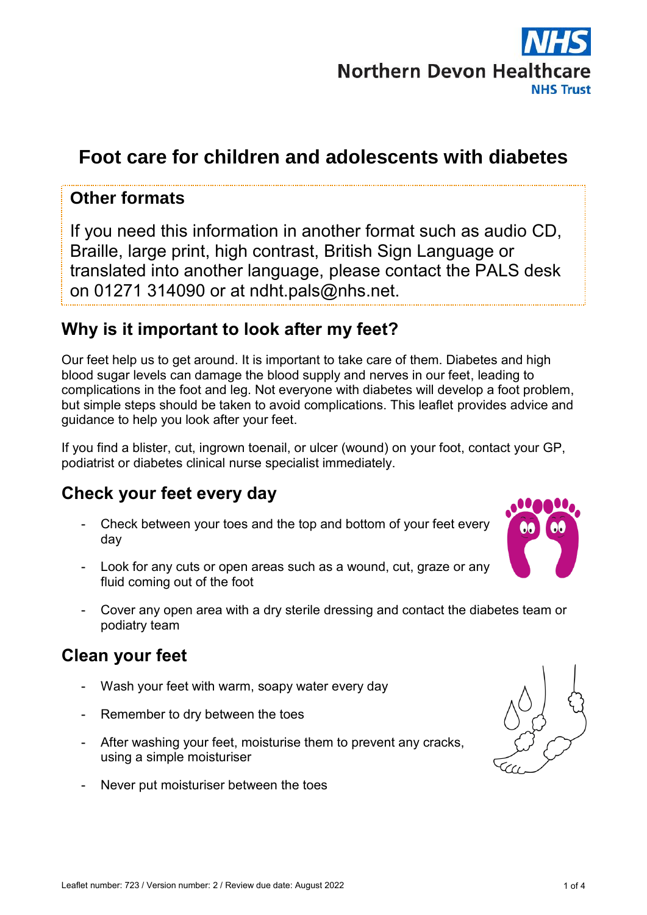Northern Devon Healthcare NHS Trust

# Foot care for children and adolescents with diabetes

## Other formats

If you need this information in another format such as audio CD, Braille, large print, high contrast, British Sign Language or translated into another language, please contact the PALS desk on 01271 314090 or at ndht.pals@nhs.net.

## Why is it important to look after my feet?

Our feet help us to get around. It is important to take care of them. Diabetes and high blood sugar levels can damage the blood supply and nerves in our feet, leading to complications in the foot and leg. Not everyone with diabetes will develop a foot problem, but simple steps should be taken to avoid complications. This leaflet provides advice and guidance to help you look after your feet.

If you find a blister, cut, ingrown toenail, or ulcer (wound) on your foot, contact your GP, podiatrist or diabetes clinical nurse specialist immediately.

## Check your feet every day

- Check between your toes and the top and bottom of your feet every day
- Look for any cuts or open areas such as a wound, cut, graze or any fluid coming out of the foot
- Cover any open area with a dry sterile dressing and contact the diabetes team or podiatry team

## Clean your feet

- Wash your feet with warm, soapy water every day
- Remember to dry between the toes
- After washing your feet, moisturise them to prevent any cracks, using a simple moisturiser
- Never put moisturiser between the toes

Leaflet number: 723 / Version number: 2 / Review due date: August 2022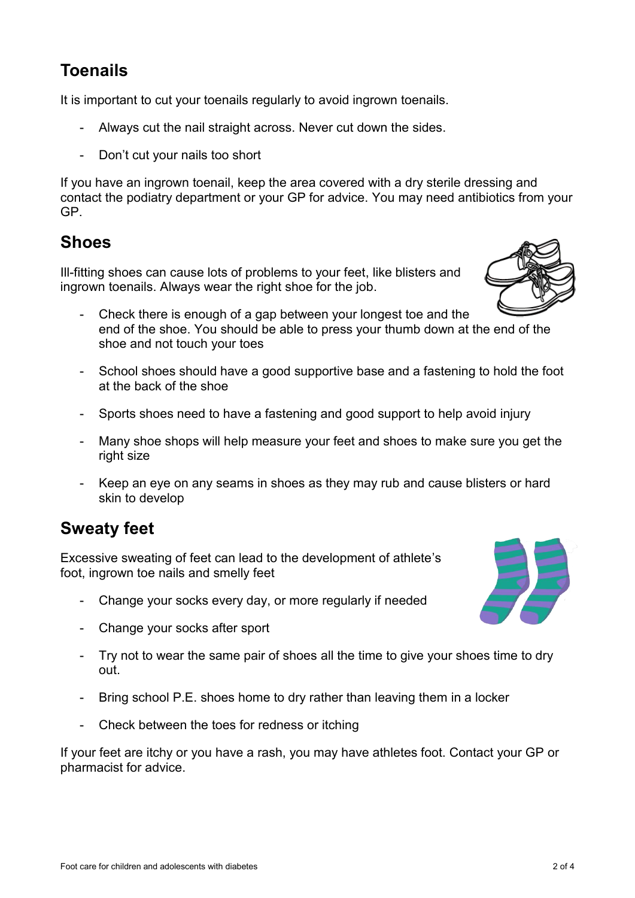## Toenails

It is important to cut your toenails regularly to avoid ingrown toenails.

- Always cut the nail straight across. Never cut down the sides.
- Don't cut your nails too short

If you have an ingrown toenail, keep the area covered with a dry sterile dressing and contact the podiatry department or your GP for advice. You may need antibiotics from your GP.

## Shoes

Ill-fitting shoes can cause lots of problems to your feet, like blisters and ingrown toenails. Always wear the right shoe for the job.

- Check there is enough of a gap between your longest toe and the end of the shoe. You should be able to press your thumb down at the end of the shoe and not touch your toes
- School shoes should have a good supportive base and a fastening to hold the foot at the back of the shoe
- Sports shoes need to have a fastening and good support to help avoid injury
- Many shoe shops will help measure your feet and shoes to make sure you get the right size
- Keep an eye on any seams in shoes as they may rub and cause blisters or hard skin to develop

## Sweaty feet

Excessive sweating of feet can lead to the development of athlete's foot, ingrown toe nails and smelly feet

- Change your socks every day, or more regularly if needed
- Change your socks after sport
- Try not to wear the same pair of shoes all the time to give your shoes time to dry out.
- Bring school P.E. shoes home to dry rather than leaving them in a locker
- Check between the toes for redness or itching

If your feet are itchy or you have a rash, you may have athletes foot. Contact your GP or pharmacist for advice.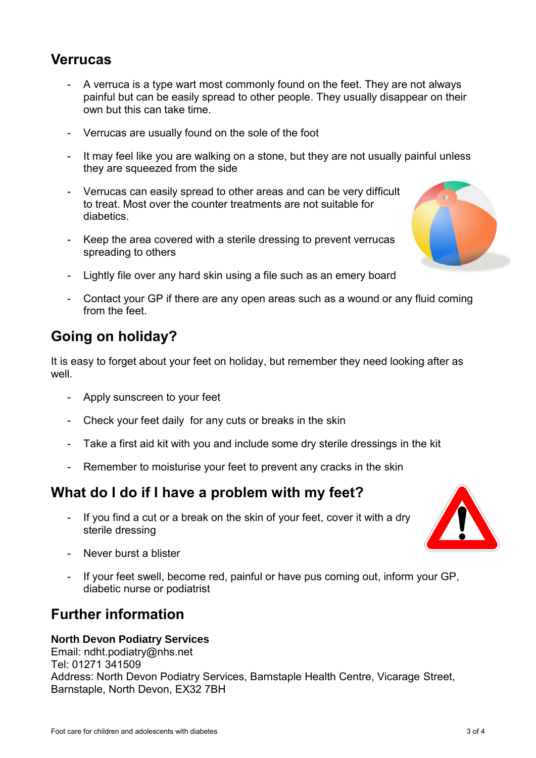## Verrucas

- A verruca is a type wart most commonly found on the feet. They are not always painful but can be easily spread to other people. They usually disappear on their own but this can take time.
- Verrucas are usually found on the sole of the foot
- It may feel like you are walking on a stone, but they are not usually painful unless they are squeezed from the side
- Verrucas can easily spread to other areas and can be very difficult to treat. Most over the counter treatments are not suitable for diabetics.
- Keep the area covered with a sterile dressing to prevent verrucas spreading to others
- Lightly file over any hard skin using a file such as an emery board
- Contact your GP if there are any open areas such as a wound or any fluid coming from the feet.

## Going on holiday?

It is easy to forget about your feet on holiday, but remember they need looking after as well.

- Apply sunscreen to your feet
- Check your feet daily for any cuts or breaks in the skin
- Take a first aid kit with you and include some dry sterile dressings in the kit
- Remember to moisturise your feet to prevent any cracks in the skin

## What do I do if I have a problem with my feet?

- If you find a cut or a break on the skin of your feet, cover it with a dry sterile dressing
- Never burst a blister
- If your feet swell, become red, painful or have pus coming out, inform your GP, diabetic nurse or podiatrist

## Further information

**North Devon Podiatry Services**
Email: ndht.podiatry@nhs.net
Tel: 01271 341509
Address: North Devon Podiatry Services, Barnstaple Health Centre, Vicarage Street, Barnstaple, North Devon, EX32 7BH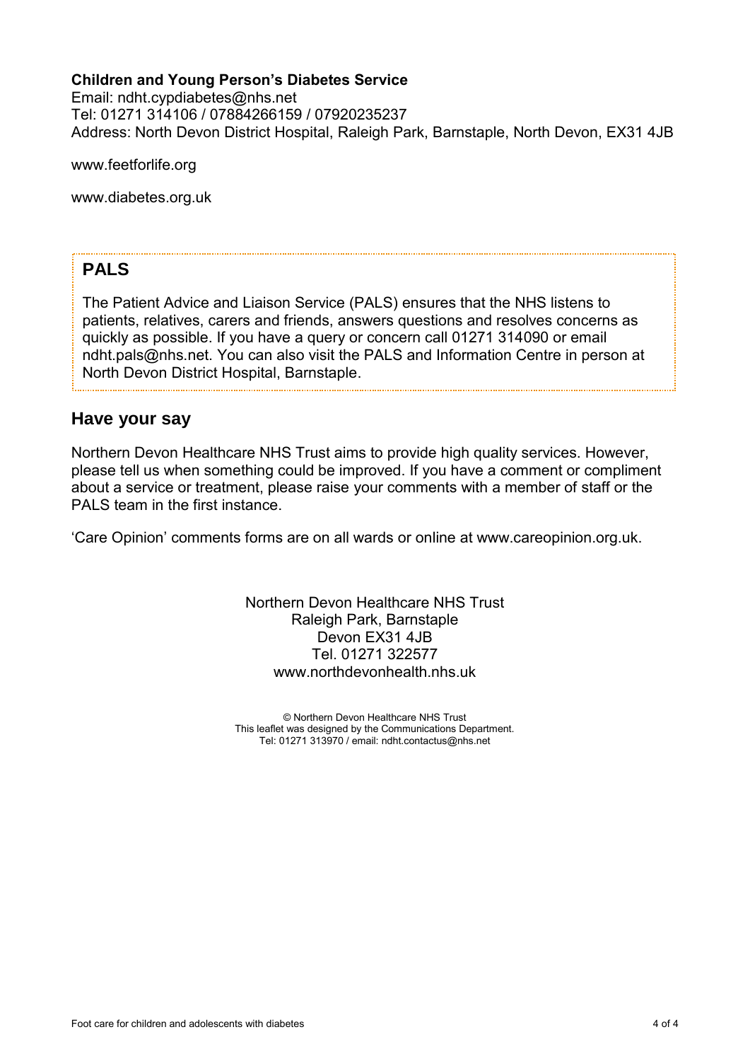**Children and Young Person's Diabetes Service**
Email: ndht.cypdiabetes@nhs.net
Tel: 01271 314106 / 07884266159 / 07920235237
Address: North Devon District Hospital, Raleigh Park, Barnstaple, North Devon, EX31 4JB

www.feetforlife.org

www.diabetes.org.uk

## PALS

The Patient Advice and Liaison Service (PALS) ensures that the NHS listens to patients, relatives, carers and friends, answers questions and resolves concerns as quickly as possible. If you have a query or concern call 01271 314090 or email ndht.pals@nhs.net. You can also visit the PALS and Information Centre in person at North Devon District Hospital, Barnstaple.

## Have your say

Northern Devon Healthcare NHS Trust aims to provide high quality services. However, please tell us when something could be improved. If you have a comment or compliment about a service or treatment, please raise your comments with a member of staff or the PALS team in the first instance.

'Care Opinion' comments forms are on all wards or online at www.careopinion.org.uk.

Northern Devon Healthcare NHS Trust
Raleigh Park, Barnstaple
Devon EX31 4JB
Tel. 01271 322577
www.northdevonhealth.nhs.uk

© Northern Devon Healthcare NHS Trust
This leaflet was designed by the Communications Department.
Tel: 01271 313970 / email: ndht.contactus@nhs.net